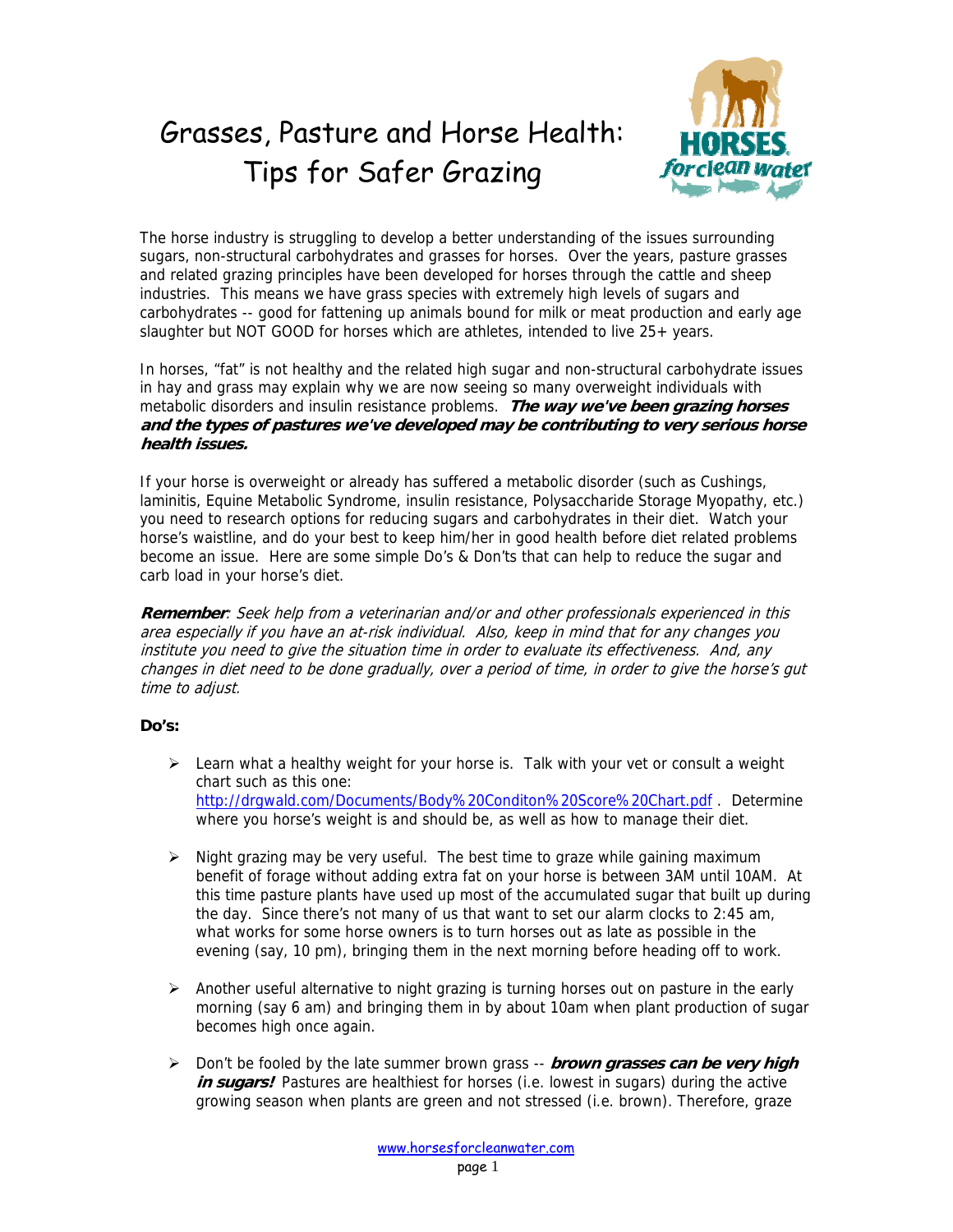# Grasses, Pasture and Horse Health: Tips for Safer Grazing

The horse industry is struggling to develop a better understanding of the issues surrounding sugars, non-structural carbohydrates and grasses for horses. Over the years, pasture grasses and related grazing principles have been developed for horses through the cattle and sheep industries. This means we have grass species with extremely high levels of sugars and carbohydrates -- good for fattening up animals bound for milk or meat production and early age slaughter but NOT GOOD for horses which are athletes, intended to live 25+ years.

In horses, "fat" is not healthy and the related high sugar and non-structural carbohydrate issues in hay and grass may explain why we are now seeing so many overweight individuals with metabolic disorders and insulin resistance problems. ***The way we've been grazing horses and the types of pastures we've developed may be contributing to very serious horse health issues.***

If your horse is overweight or already has suffered a metabolic disorder (such as Cushings, laminitis, Equine Metabolic Syndrome, insulin resistance, Polysaccharide Storage Myopathy, etc.) you need to research options for reducing sugars and carbohydrates in their diet. Watch your horse's waistline, and do your best to keep him/her in good health before diet related problems become an issue. Here are some simple Do's & Don'ts that can help to reduce the sugar and carb load in your horse's diet.

***Remember**: Seek help from a veterinarian and/or and other professionals experienced in this area especially if you have an at-risk individual. Also, keep in mind that for any changes you institute you need to give the situation time in order to evaluate its effectiveness. And, any changes in diet need to be done gradually, over a period of time, in order to give the horse's gut time to adjust.*

**Do's:**

- Learn what a healthy weight for your horse is. Talk with your vet or consult a weight chart such as this one: http://drgwald.com/Documents/Body%20Conditon%20Score%20Chart.pdf . Determine where you horse's weight is and should be, as well as how to manage their diet.
- Night grazing may be very useful. The best time to graze while gaining maximum benefit of forage without adding extra fat on your horse is between 3AM until 10AM. At this time pasture plants have used up most of the accumulated sugar that built up during the day. Since there's not many of us that want to set our alarm clocks to 2:45 am, what works for some horse owners is to turn horses out as late as possible in the evening (say, 10 pm), bringing them in the next morning before heading off to work.
- Another useful alternative to night grazing is turning horses out on pasture in the early morning (say 6 am) and bringing them in by about 10am when plant production of sugar becomes high once again.
- Don't be fooled by the late summer brown grass -- ***brown grasses can be very high in sugars!*** Pastures are healthiest for horses (i.e. lowest in sugars) during the active growing season when plants are green and not stressed (i.e. brown). Therefore, graze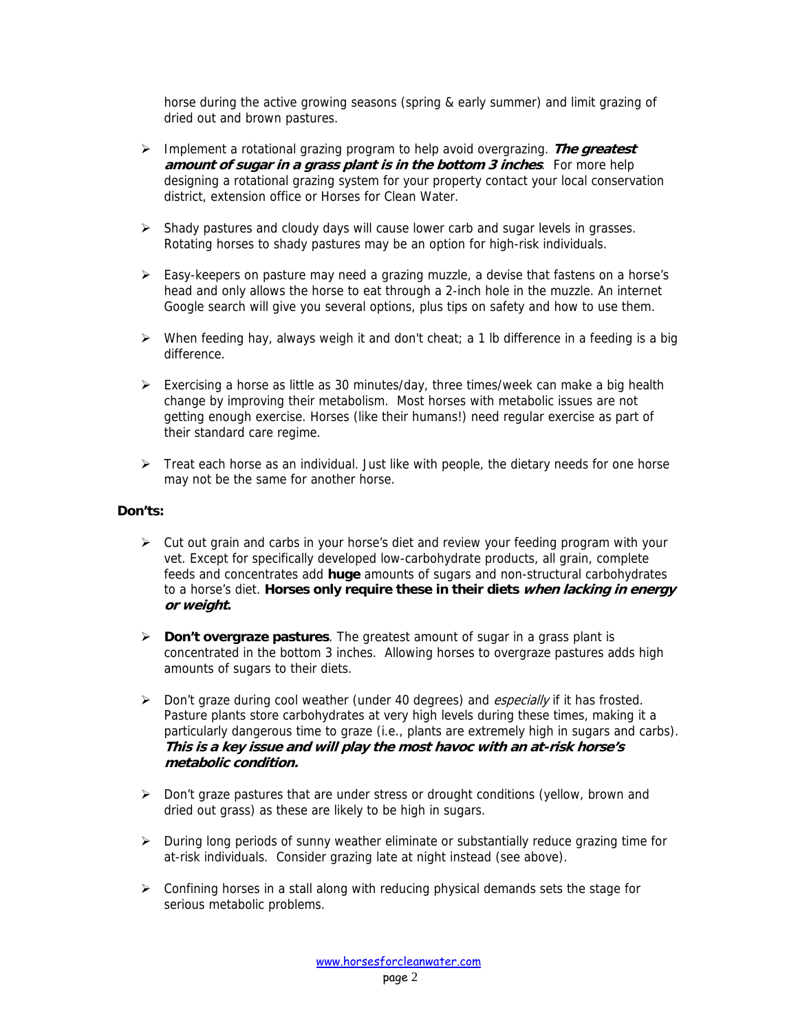horse during the active growing seasons (spring & early summer) and limit grazing of dried out and brown pastures.

- Implement a rotational grazing program to help avoid overgrazing. ***The greatest amount of sugar in a grass plant is in the bottom 3 inches***. For more help designing a rotational grazing system for your property contact your local conservation district, extension office or Horses for Clean Water.

- Shady pastures and cloudy days will cause lower carb and sugar levels in grasses. Rotating horses to shady pastures may be an option for high-risk individuals.

- Easy-keepers on pasture may need a grazing muzzle, a devise that fastens on a horse's head and only allows the horse to eat through a 2-inch hole in the muzzle. An internet Google search will give you several options, plus tips on safety and how to use them.

- When feeding hay, always weigh it and don't cheat; a 1 lb difference in a feeding is a big difference.

- Exercising a horse as little as 30 minutes/day, three times/week can make a big health change by improving their metabolism. Most horses with metabolic issues are not getting enough exercise. Horses (like their humans!) need regular exercise as part of their standard care regime.

- Treat each horse as an individual. Just like with people, the dietary needs for one horse may not be the same for another horse.

**Don'ts:**

- Cut out grain and carbs in your horse's diet and review your feeding program with your vet. Except for specifically developed low-carbohydrate products, all grain, complete feeds and concentrates add **huge** amounts of sugars and non-structural carbohydrates to a horse's diet. **Horses only require these in their diets *when lacking in energy or weight*.**

- **Don't overgraze pastures**. The greatest amount of sugar in a grass plant is concentrated in the bottom 3 inches. Allowing horses to overgraze pastures adds high amounts of sugars to their diets.

- Don't graze during cool weather (under 40 degrees) and *especially* if it has frosted. Pasture plants store carbohydrates at very high levels during these times, making it a particularly dangerous time to graze (i.e., plants are extremely high in sugars and carbs). ***This is a key issue and will play the most havoc with an at-risk horse's metabolic condition.***

- Don't graze pastures that are under stress or drought conditions (yellow, brown and dried out grass) as these are likely to be high in sugars.

- During long periods of sunny weather eliminate or substantially reduce grazing time for at-risk individuals. Consider grazing late at night instead (see above).

- Confining horses in a stall along with reducing physical demands sets the stage for serious metabolic problems.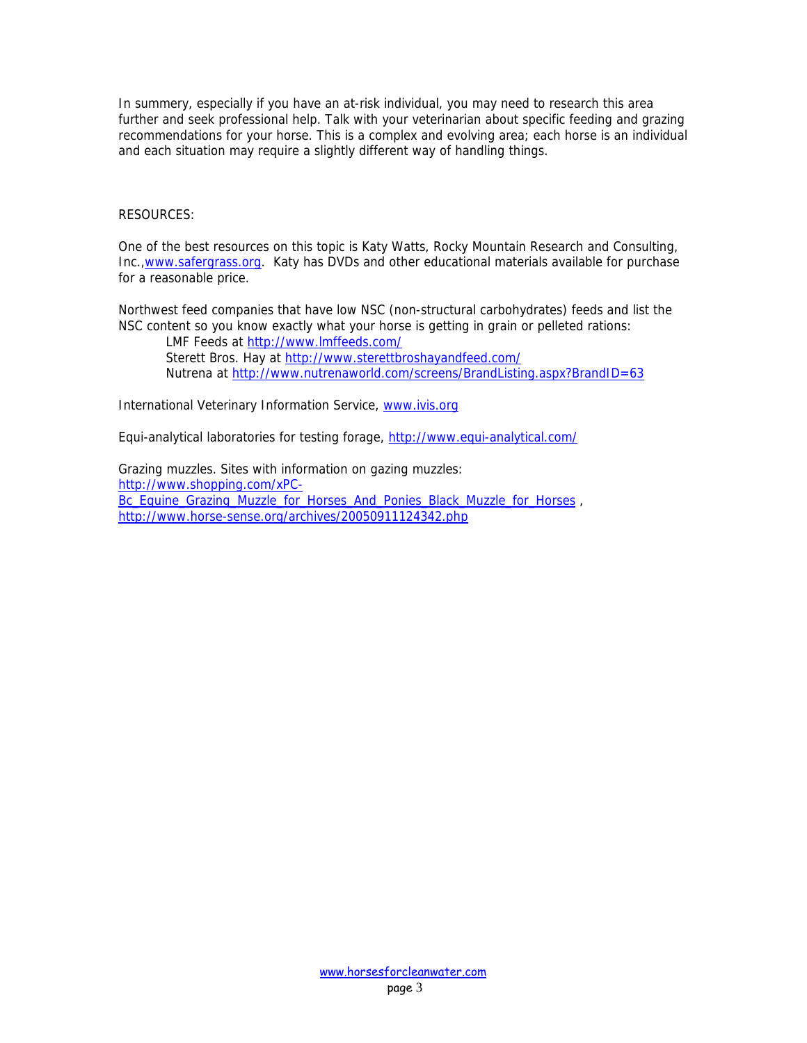In summery, especially if you have an at-risk individual, you may need to research this area further and seek professional help. Talk with your veterinarian about specific feeding and grazing recommendations for your horse. This is a complex and evolving area; each horse is an individual and each situation may require a slightly different way of handling things.

RESOURCES:

One of the best resources on this topic is Katy Watts, Rocky Mountain Research and Consulting, Inc.,www.safergrass.org. Katy has DVDs and other educational materials available for purchase for a reasonable price.

Northwest feed companies that have low NSC (non-structural carbohydrates) feeds and list the NSC content so you know exactly what your horse is getting in grain or pelleted rations:

LMF Feeds at http://www.lmffeeds.com/
Sterett Bros. Hay at http://www.sterettbroshayandfeed.com/
Nutrena at http://www.nutrenaworld.com/screens/BrandListing.aspx?BrandID=63

International Veterinary Information Service, www.ivis.org

Equi-analytical laboratories for testing forage, http://www.equi-analytical.com/

Grazing muzzles. Sites with information on gazing muzzles:
http://www.shopping.com/xPC-Bc_Equine_Grazing_Muzzle_for_Horses_And_Ponies_Black_Muzzle_for_Horses ,
http://www.horse-sense.org/archives/20050911124342.php